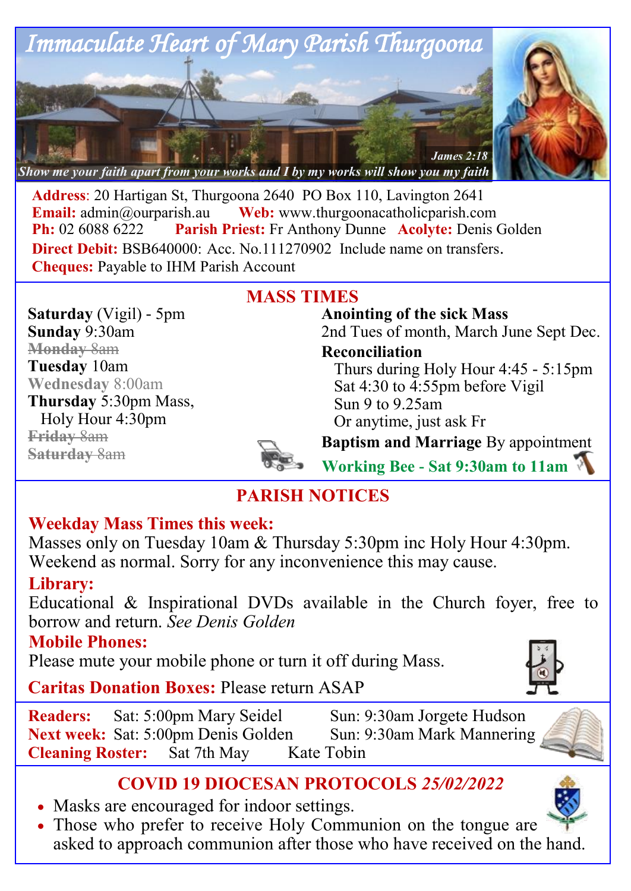# Immaculate Heart of Mary Parish Thurgoona

*Show me your faith apart from your works and I by my works will show you my faith* — *James 2:18*

**Address**: 20 Hartigan St, Thurgoona 2640 PO Box 110, Lavington 2641
**Email:** admin@ourparish.au **Web:** www.thurgoonacatholicparish.com
**Ph:** 02 6088 6222 **Parish Priest:** Fr Anthony Dunne **Acolyte:** Denis Golden
**Direct Debit:** BSB640000: Acc. No.111270902 Include name on transfers.
**Cheques:** Payable to IHM Parish Account

## MASS TIMES

**Saturday** (Vigil) - 5pm
**Sunday** 9:30am
~~**Monday** 8am~~
**Tuesday** 10am
Wednesday 8:00am
**Thursday** 5:30pm Mass,
Holy Hour 4:30pm
~~**Friday** 8am~~
~~**Saturday** 8am~~

**Anointing of the sick Mass**
2nd Tues of month, March June Sept Dec.

**Reconciliation**
Thurs during Holy Hour 4:45 - 5:15pm
Sat 4:30 to 4:55pm before Vigil
Sun 9 to 9.25am
Or anytime, just ask Fr

**Baptism and Marriage** By appointment

**Working Bee - Sat 9:30am to 11am**

## PARISH NOTICES

### Weekday Mass Times this week:

Masses only on Tuesday 10am & Thursday 5:30pm inc Holy Hour 4:30pm. Weekend as normal. Sorry for any inconvenience this may cause.

### Library:

Educational & Inspirational DVDs available in the Church foyer, free to borrow and return. *See Denis Golden*

### Mobile Phones:

Please mute your mobile phone or turn it off during Mass.

**Caritas Donation Boxes:** Please return ASAP

**Readers:** Sat: 5:00pm Mary Seidel Sun: 9:30am Jorgete Hudson
**Next week:** Sat: 5:00pm Denis Golden Sun: 9:30am Mark Mannering
**Cleaning Roster:** Sat 7th May Kate Tobin

## COVID 19 DIOCESAN PROTOCOLS *25/02/2022*

- Masks are encouraged for indoor settings.
- Those who prefer to receive Holy Communion on the tongue are asked to approach communion after those who have received on the hand.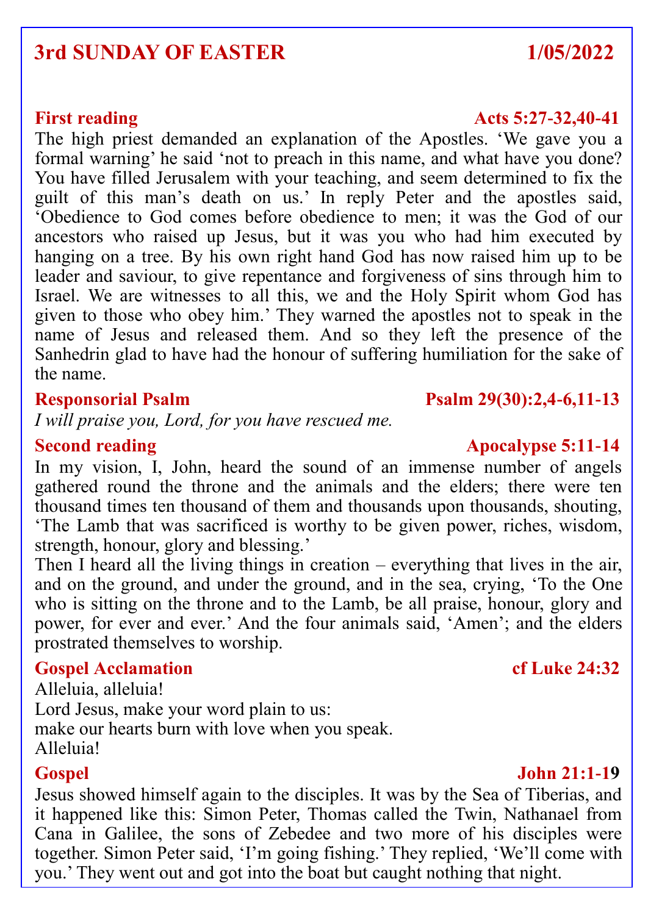## 3rd SUNDAY OF EASTER 1/05/2022

### First reading — Acts 5:27-32,40-41

The high priest demanded an explanation of the Apostles. 'We gave you a formal warning' he said 'not to preach in this name, and what have you done? You have filled Jerusalem with your teaching, and seem determined to fix the guilt of this man's death on us.' In reply Peter and the apostles said, 'Obedience to God comes before obedience to men; it was the God of our ancestors who raised up Jesus, but it was you who had him executed by hanging on a tree. By his own right hand God has now raised him up to be leader and saviour, to give repentance and forgiveness of sins through him to Israel. We are witnesses to all this, we and the Holy Spirit whom God has given to those who obey him.' They warned the apostles not to speak in the name of Jesus and released them. And so they left the presence of the Sanhedrin glad to have had the honour of suffering humiliation for the sake of the name.

### Responsorial Psalm — Psalm 29(30):2,4-6,11-13

*I will praise you, Lord, for you have rescued me.*

### Second reading — Apocalypse 5:11-14

In my vision, I, John, heard the sound of an immense number of angels gathered round the throne and the animals and the elders; there were ten thousand times ten thousand of them and thousands upon thousands, shouting, 'The Lamb that was sacrificed is worthy to be given power, riches, wisdom, strength, honour, glory and blessing.'

Then I heard all the living things in creation – everything that lives in the air, and on the ground, and under the ground, and in the sea, crying, 'To the One who is sitting on the throne and to the Lamb, be all praise, honour, glory and power, for ever and ever.' And the four animals said, 'Amen'; and the elders prostrated themselves to worship.

### Gospel Acclamation — cf Luke 24:32

Alleluia, alleluia!
Lord Jesus, make your word plain to us:
make our hearts burn with love when you speak.
Alleluia!

### Gospel — John 21:1-19

Jesus showed himself again to the disciples. It was by the Sea of Tiberias, and it happened like this: Simon Peter, Thomas called the Twin, Nathanael from Cana in Galilee, the sons of Zebedee and two more of his disciples were together. Simon Peter said, 'I'm going fishing.' They replied, 'We'll come with you.' They went out and got into the boat but caught nothing that night.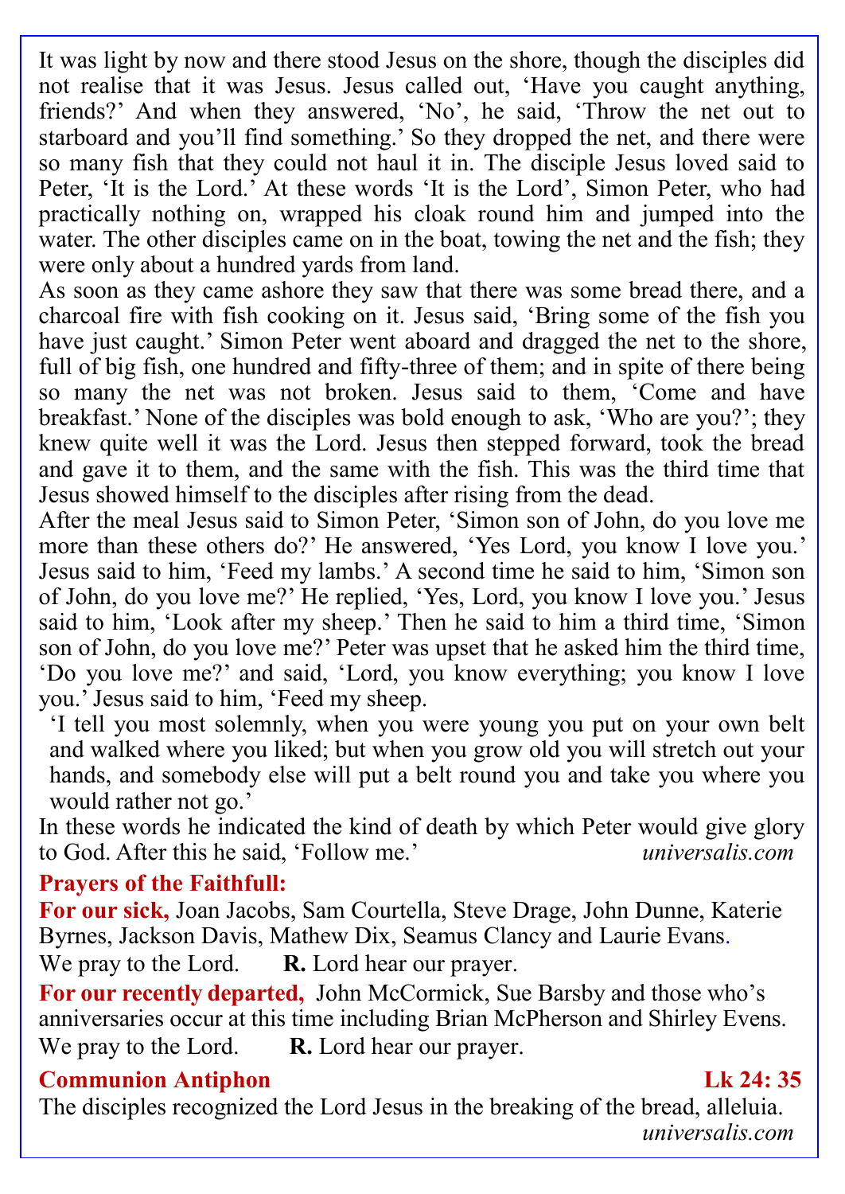It was light by now and there stood Jesus on the shore, though the disciples did not realise that it was Jesus. Jesus called out, 'Have you caught anything, friends?' And when they answered, 'No', he said, 'Throw the net out to starboard and you'll find something.' So they dropped the net, and there were so many fish that they could not haul it in. The disciple Jesus loved said to Peter, 'It is the Lord.' At these words 'It is the Lord', Simon Peter, who had practically nothing on, wrapped his cloak round him and jumped into the water. The other disciples came on in the boat, towing the net and the fish; they were only about a hundred yards from land.

As soon as they came ashore they saw that there was some bread there, and a charcoal fire with fish cooking on it. Jesus said, 'Bring some of the fish you have just caught.' Simon Peter went aboard and dragged the net to the shore, full of big fish, one hundred and fifty-three of them; and in spite of there being so many the net was not broken. Jesus said to them, 'Come and have breakfast.' None of the disciples was bold enough to ask, 'Who are you?'; they knew quite well it was the Lord. Jesus then stepped forward, took the bread and gave it to them, and the same with the fish. This was the third time that Jesus showed himself to the disciples after rising from the dead.

After the meal Jesus said to Simon Peter, 'Simon son of John, do you love me more than these others do?' He answered, 'Yes Lord, you know I love you.' Jesus said to him, 'Feed my lambs.' A second time he said to him, 'Simon son of John, do you love me?' He replied, 'Yes, Lord, you know I love you.' Jesus said to him, 'Look after my sheep.' Then he said to him a third time, 'Simon son of John, do you love me?' Peter was upset that he asked him the third time, 'Do you love me?' and said, 'Lord, you know everything; you know I love you.' Jesus said to him, 'Feed my sheep.

'I tell you most solemnly, when you were young you put on your own belt and walked where you liked; but when you grow old you will stretch out your hands, and somebody else will put a belt round you and take you where you would rather not go.'

In these words he indicated the kind of death by which Peter would give glory to God. After this he said, 'Follow me.' *universalis.com*

**Prayers of the Faithfull:**

**For our sick,** Joan Jacobs, Sam Courtella, Steve Drage, John Dunne, Katerie Byrnes, Jackson Davis, Mathew Dix, Seamus Clancy and Laurie Evans.
We pray to the Lord. **R.** Lord hear our prayer.

**For our recently departed,** John McCormick, Sue Barsby and those who's anniversaries occur at this time including Brian McPherson and Shirley Evens.
We pray to the Lord. **R.** Lord hear our prayer.

**Communion Antiphon** **Lk 24: 35**

The disciples recognized the Lord Jesus in the breaking of the bread, alleluia.
*universalis.com*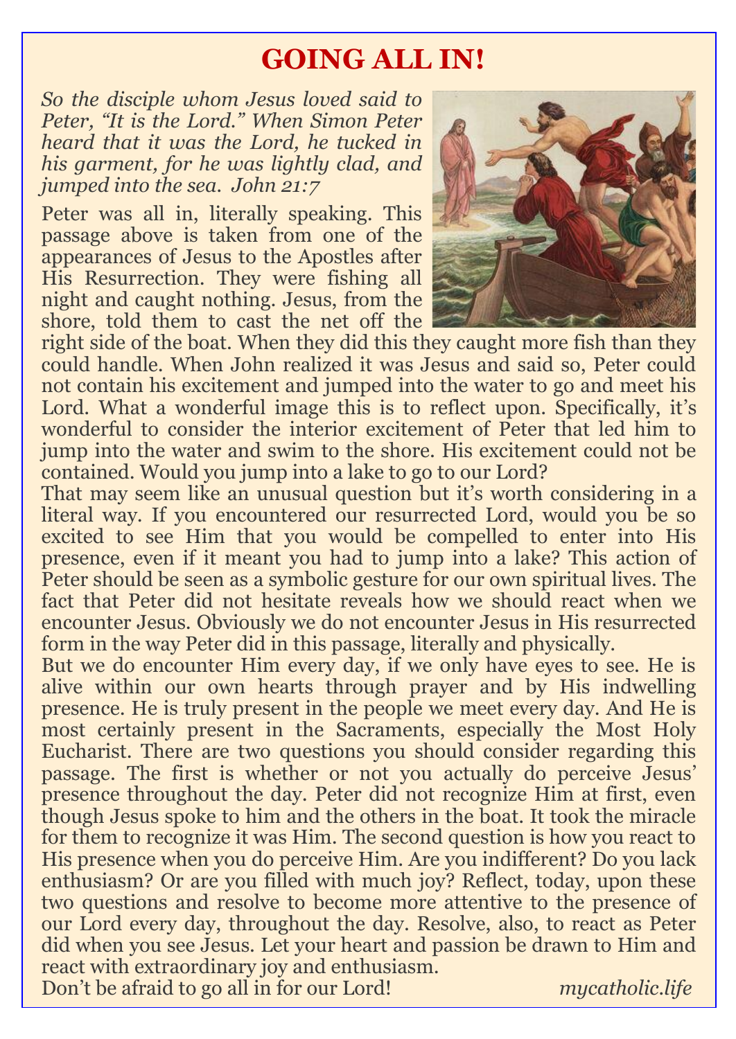# GOING ALL IN!

*So the disciple whom Jesus loved said to Peter, "It is the Lord." When Simon Peter heard that it was the Lord, he tucked in his garment, for he was lightly clad, and jumped into the sea. John 21:7*

Peter was all in, literally speaking. This passage above is taken from one of the appearances of Jesus to the Apostles after His Resurrection. They were fishing all night and caught nothing. Jesus, from the shore, told them to cast the net off the right side of the boat. When they did this they caught more fish than they could handle. When John realized it was Jesus and said so, Peter could not contain his excitement and jumped into the water to go and meet his Lord. What a wonderful image this is to reflect upon. Specifically, it's wonderful to consider the interior excitement of Peter that led him to jump into the water and swim to the shore. His excitement could not be contained. Would you jump into a lake to go to our Lord?

That may seem like an unusual question but it's worth considering in a literal way. If you encountered our resurrected Lord, would you be so excited to see Him that you would be compelled to enter into His presence, even if it meant you had to jump into a lake? This action of Peter should be seen as a symbolic gesture for our own spiritual lives. The fact that Peter did not hesitate reveals how we should react when we encounter Jesus. Obviously we do not encounter Jesus in His resurrected form in the way Peter did in this passage, literally and physically.

But we do encounter Him every day, if we only have eyes to see. He is alive within our own hearts through prayer and by His indwelling presence. He is truly present in the people we meet every day. And He is most certainly present in the Sacraments, especially the Most Holy Eucharist. There are two questions you should consider regarding this passage. The first is whether or not you actually do perceive Jesus' presence throughout the day. Peter did not recognize Him at first, even though Jesus spoke to him and the others in the boat. It took the miracle for them to recognize it was Him. The second question is how you react to His presence when you do perceive Him. Are you indifferent? Do you lack enthusiasm? Or are you filled with much joy? Reflect, today, upon these two questions and resolve to become more attentive to the presence of our Lord every day, throughout the day. Resolve, also, to react as Peter did when you see Jesus. Let your heart and passion be drawn to Him and react with extraordinary joy and enthusiasm.

Don't be afraid to go all in for our Lord!

*mycatholic.life*